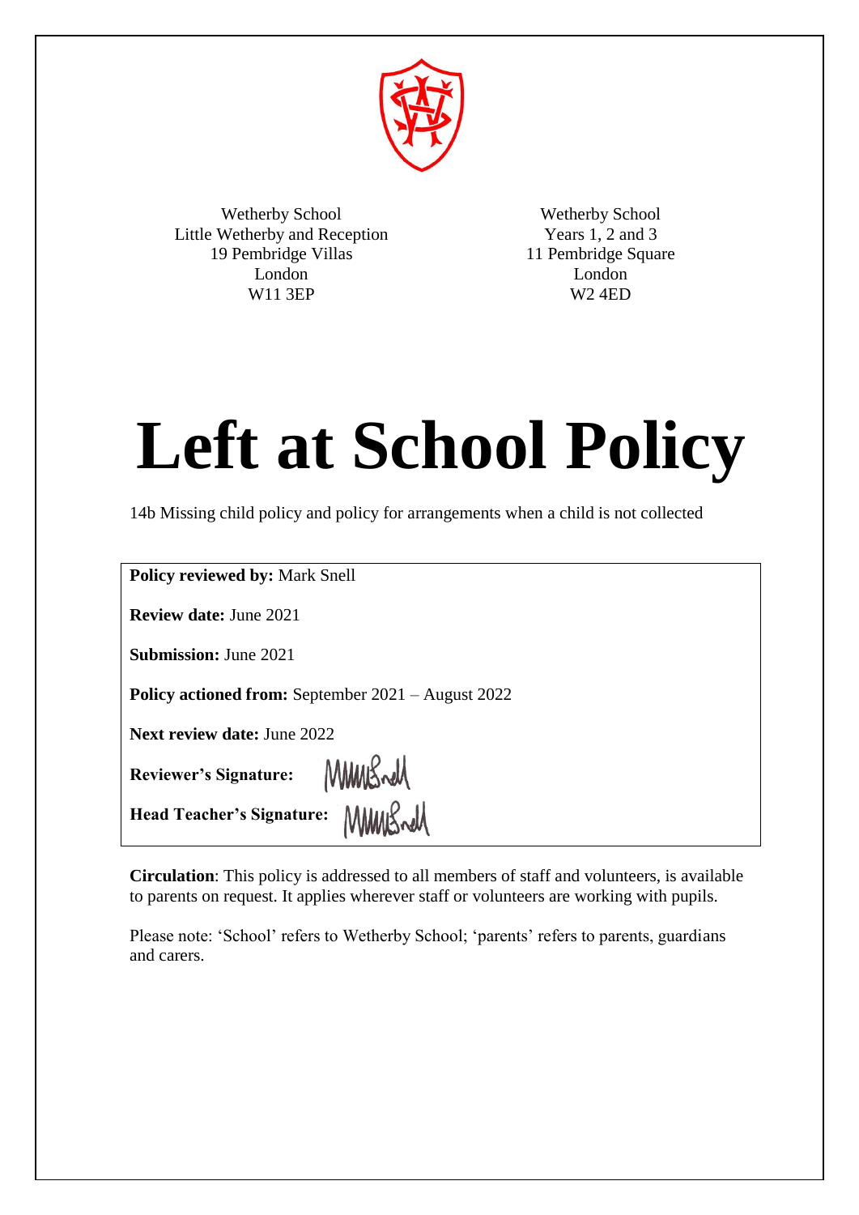Wetherby School
Little Wetherby and Reception
19 Pembridge Villas
London
W11 3EP

Wetherby School
Years 1, 2 and 3
11 Pembridge Square
London
W2 4ED

# Left at School Policy

14b Missing child policy and policy for arrangements when a child is not collected

**Policy reviewed by:** Mark Snell

**Review date:** June 2021

**Submission:** June 2021

**Policy actioned from:** September 2021 – August 2022

**Next review date:** June 2022

**Reviewer's Signature:**

**Head Teacher's Signature:**

**Circulation**: This policy is addressed to all members of staff and volunteers, is available to parents on request. It applies wherever staff or volunteers are working with pupils.

Please note: 'School' refers to Wetherby School; 'parents' refers to parents, guardians and carers.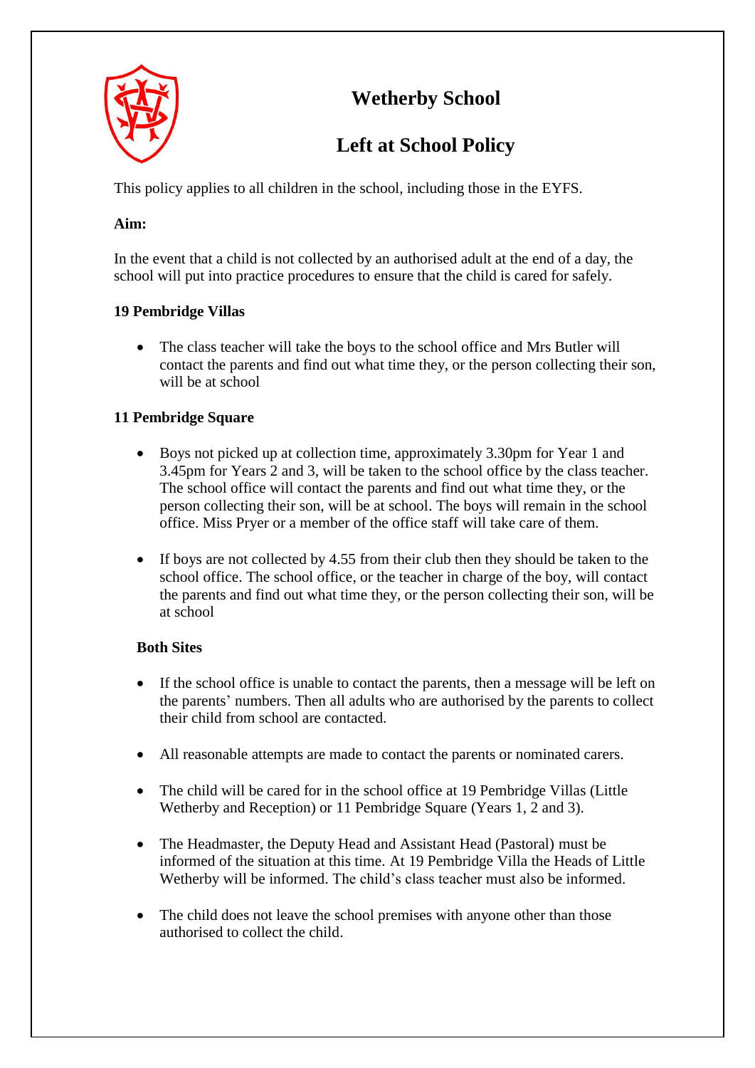# Wetherby School

## Left at School Policy

This policy applies to all children in the school, including those in the EYFS.

**Aim:**

In the event that a child is not collected by an authorised adult at the end of a day, the school will put into practice procedures to ensure that the child is cared for safely.

**19 Pembridge Villas**

- The class teacher will take the boys to the school office and Mrs Butler will contact the parents and find out what time they, or the person collecting their son, will be at school

**11 Pembridge Square**

- Boys not picked up at collection time, approximately 3.30pm for Year 1 and 3.45pm for Years 2 and 3, will be taken to the school office by the class teacher. The school office will contact the parents and find out what time they, or the person collecting their son, will be at school. The boys will remain in the school office. Miss Pryer or a member of the office staff will take care of them.

- If boys are not collected by 4.55 from their club then they should be taken to the school office. The school office, or the teacher in charge of the boy, will contact the parents and find out what time they, or the person collecting their son, will be at school

**Both Sites**

- If the school office is unable to contact the parents, then a message will be left on the parents' numbers. Then all adults who are authorised by the parents to collect their child from school are contacted.

- All reasonable attempts are made to contact the parents or nominated carers.

- The child will be cared for in the school office at 19 Pembridge Villas (Little Wetherby and Reception) or 11 Pembridge Square (Years 1, 2 and 3).

- The Headmaster, the Deputy Head and Assistant Head (Pastoral) must be informed of the situation at this time. At 19 Pembridge Villa the Heads of Little Wetherby will be informed. The child's class teacher must also be informed.

- The child does not leave the school premises with anyone other than those authorised to collect the child.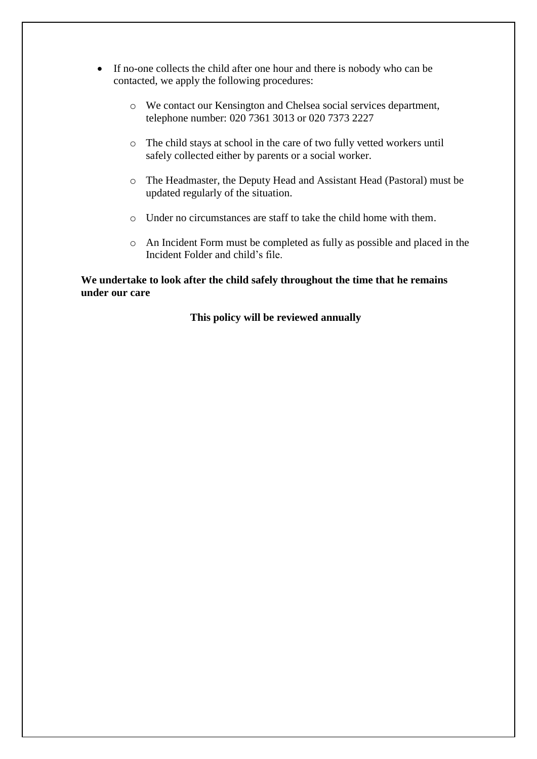- If no-one collects the child after one hour and there is nobody who can be contacted, we apply the following procedures:
  - We contact our Kensington and Chelsea social services department, telephone number: 020 7361 3013 or 020 7373 2227
  - The child stays at school in the care of two fully vetted workers until safely collected either by parents or a social worker.
  - The Headmaster, the Deputy Head and Assistant Head (Pastoral) must be updated regularly of the situation.
  - Under no circumstances are staff to take the child home with them.
  - An Incident Form must be completed as fully as possible and placed in the Incident Folder and child's file.

**We undertake to look after the child safely throughout the time that he remains under our care**

**This policy will be reviewed annually**